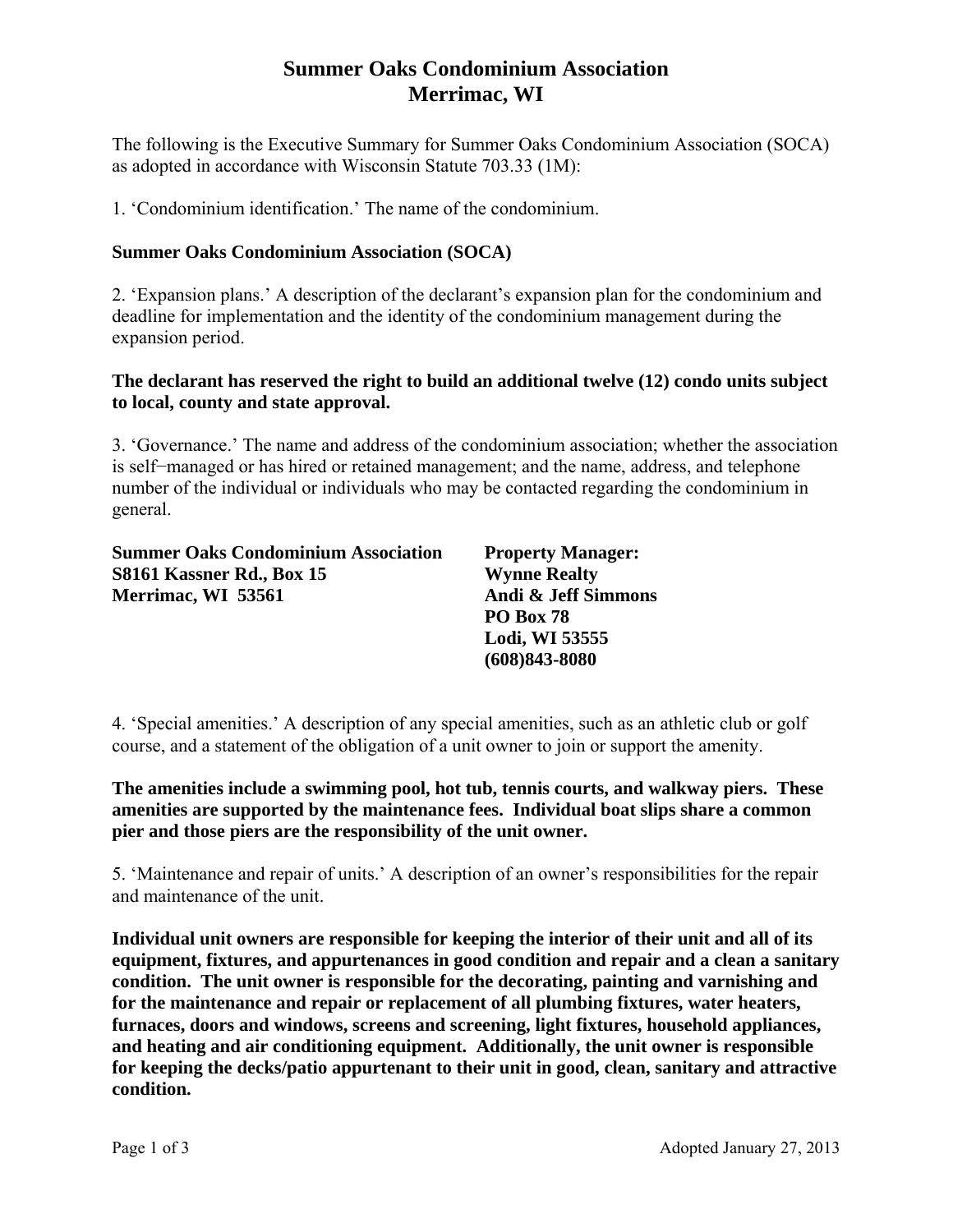# Summer Oaks Condominium Association
## Merrimac, WI

The following is the Executive Summary for Summer Oaks Condominium Association (SOCA) as adopted in accordance with Wisconsin Statute 703.33 (1M):

1. 'Condominium identification.' The name of the condominium.

**Summer Oaks Condominium Association (SOCA)**

2. 'Expansion plans.' A description of the declarant's expansion plan for the condominium and deadline for implementation and the identity of the condominium management during the expansion period.

**The declarant has reserved the right to build an additional twelve (12) condo units subject to local, county and state approval.**

3. 'Governance.' The name and address of the condominium association; whether the association is self‒managed or has hired or retained management; and the name, address, and telephone number of the individual or individuals who may be contacted regarding the condominium in general.

**Summer Oaks Condominium Association**
**S8161 Kassner Rd., Box 15**
**Merrimac, WI 53561**

**Property Manager:**
**Wynne Realty**
**Andi & Jeff Simmons**
**PO Box 78**
**Lodi, WI 53555**
**(608)843-8080**

4. 'Special amenities.' A description of any special amenities, such as an athletic club or golf course, and a statement of the obligation of a unit owner to join or support the amenity.

**The amenities include a swimming pool, hot tub, tennis courts, and walkway piers. These amenities are supported by the maintenance fees. Individual boat slips share a common pier and those piers are the responsibility of the unit owner.**

5. 'Maintenance and repair of units.' A description of an owner's responsibilities for the repair and maintenance of the unit.

**Individual unit owners are responsible for keeping the interior of their unit and all of its equipment, fixtures, and appurtenances in good condition and repair and a clean a sanitary condition. The unit owner is responsible for the decorating, painting and varnishing and for the maintenance and repair or replacement of all plumbing fixtures, water heaters, furnaces, doors and windows, screens and screening, light fixtures, household appliances, and heating and air conditioning equipment. Additionally, the unit owner is responsible for keeping the decks/patio appurtenant to their unit in good, clean, sanitary and attractive condition.**

Adopted January 27, 2013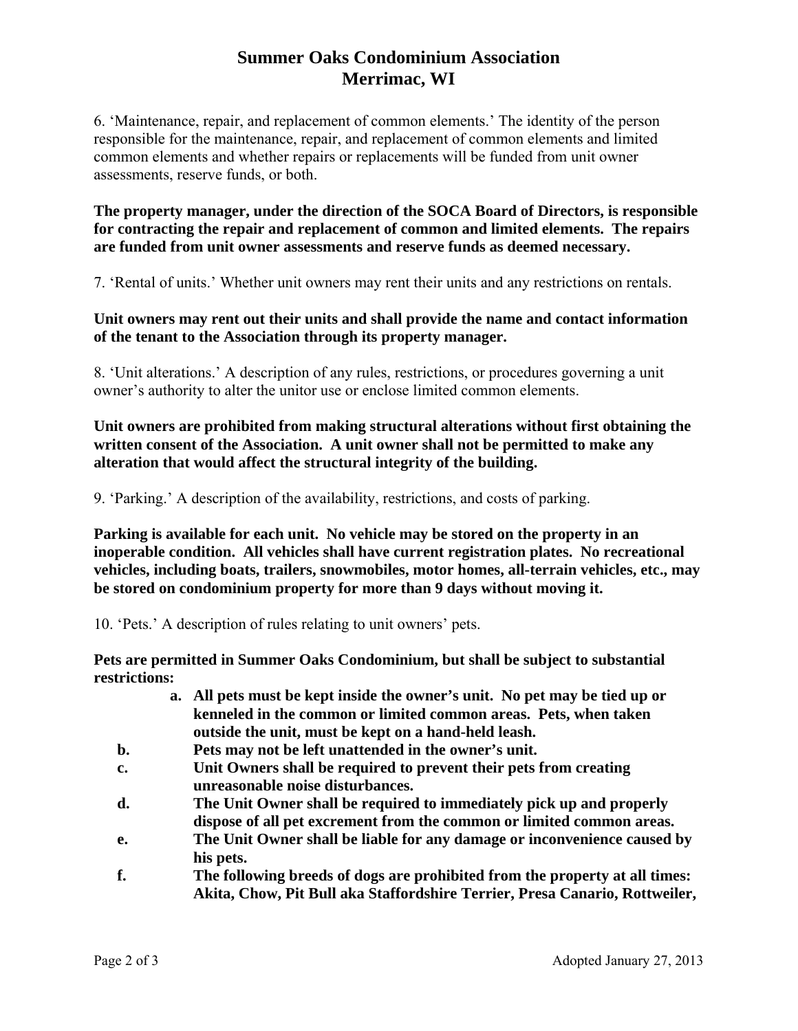# Summer Oaks Condominium Association
## Merrimac, WI

6. 'Maintenance, repair, and replacement of common elements.' The identity of the person responsible for the maintenance, repair, and replacement of common elements and limited common elements and whether repairs or replacements will be funded from unit owner assessments, reserve funds, or both.

**The property manager, under the direction of the SOCA Board of Directors, is responsible for contracting the repair and replacement of common and limited elements. The repairs are funded from unit owner assessments and reserve funds as deemed necessary.**

7. 'Rental of units.' Whether unit owners may rent their units and any restrictions on rentals.

**Unit owners may rent out their units and shall provide the name and contact information of the tenant to the Association through its property manager.**

8. 'Unit alterations.' A description of any rules, restrictions, or procedures governing a unit owner's authority to alter the unitor use or enclose limited common elements.

**Unit owners are prohibited from making structural alterations without first obtaining the written consent of the Association. A unit owner shall not be permitted to make any alteration that would affect the structural integrity of the building.**

9. 'Parking.' A description of the availability, restrictions, and costs of parking.

**Parking is available for each unit. No vehicle may be stored on the property in an inoperable condition. All vehicles shall have current registration plates. No recreational vehicles, including boats, trailers, snowmobiles, motor homes, all-terrain vehicles, etc., may be stored on condominium property for more than 9 days without moving it.**

10. 'Pets.' A description of rules relating to unit owners' pets.

**Pets are permitted in Summer Oaks Condominium, but shall be subject to substantial restrictions:**

- **a. All pets must be kept inside the owner's unit. No pet may be tied up or kenneled in the common or limited common areas. Pets, when taken outside the unit, must be kept on a hand-held leash.**
- **b. Pets may not be left unattended in the owner's unit.**
- **c. Unit Owners shall be required to prevent their pets from creating unreasonable noise disturbances.**
- **d. The Unit Owner shall be required to immediately pick up and properly dispose of all pet excrement from the common or limited common areas.**
- **e. The Unit Owner shall be liable for any damage or inconvenience caused by his pets.**
- **f. The following breeds of dogs are prohibited from the property at all times: Akita, Chow, Pit Bull aka Staffordshire Terrier, Presa Canario, Rottweiler,**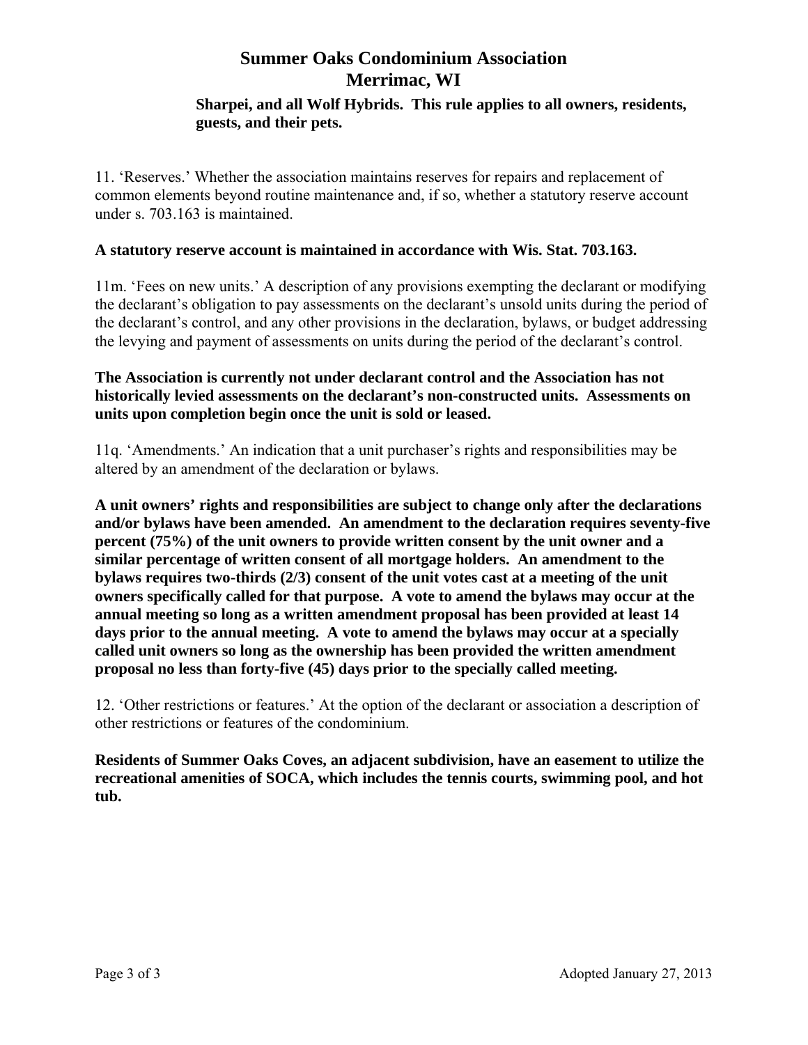**Sharpei, and all Wolf Hybrids. This rule applies to all owners, residents, guests, and their pets.**

11. 'Reserves.' Whether the association maintains reserves for repairs and replacement of common elements beyond routine maintenance and, if so, whether a statutory reserve account under s. 703.163 is maintained.

**A statutory reserve account is maintained in accordance with Wis. Stat. 703.163.**

11m. 'Fees on new units.' A description of any provisions exempting the declarant or modifying the declarant's obligation to pay assessments on the declarant's unsold units during the period of the declarant's control, and any other provisions in the declaration, bylaws, or budget addressing the levying and payment of assessments on units during the period of the declarant's control.

**The Association is currently not under declarant control and the Association has not historically levied assessments on the declarant's non-constructed units. Assessments on units upon completion begin once the unit is sold or leased.**

11q. 'Amendments.' An indication that a unit purchaser's rights and responsibilities may be altered by an amendment of the declaration or bylaws.

**A unit owners' rights and responsibilities are subject to change only after the declarations and/or bylaws have been amended. An amendment to the declaration requires seventy-five percent (75%) of the unit owners to provide written consent by the unit owner and a similar percentage of written consent of all mortgage holders. An amendment to the bylaws requires two-thirds (2/3) consent of the unit votes cast at a meeting of the unit owners specifically called for that purpose. A vote to amend the bylaws may occur at the annual meeting so long as a written amendment proposal has been provided at least 14 days prior to the annual meeting. A vote to amend the bylaws may occur at a specially called unit owners so long as the ownership has been provided the written amendment proposal no less than forty-five (45) days prior to the specially called meeting.**

12. 'Other restrictions or features.' At the option of the declarant or association a description of other restrictions or features of the condominium.

**Residents of Summer Oaks Coves, an adjacent subdivision, have an easement to utilize the recreational amenities of SOCA, which includes the tennis courts, swimming pool, and hot tub.**

Adopted January 27, 2013